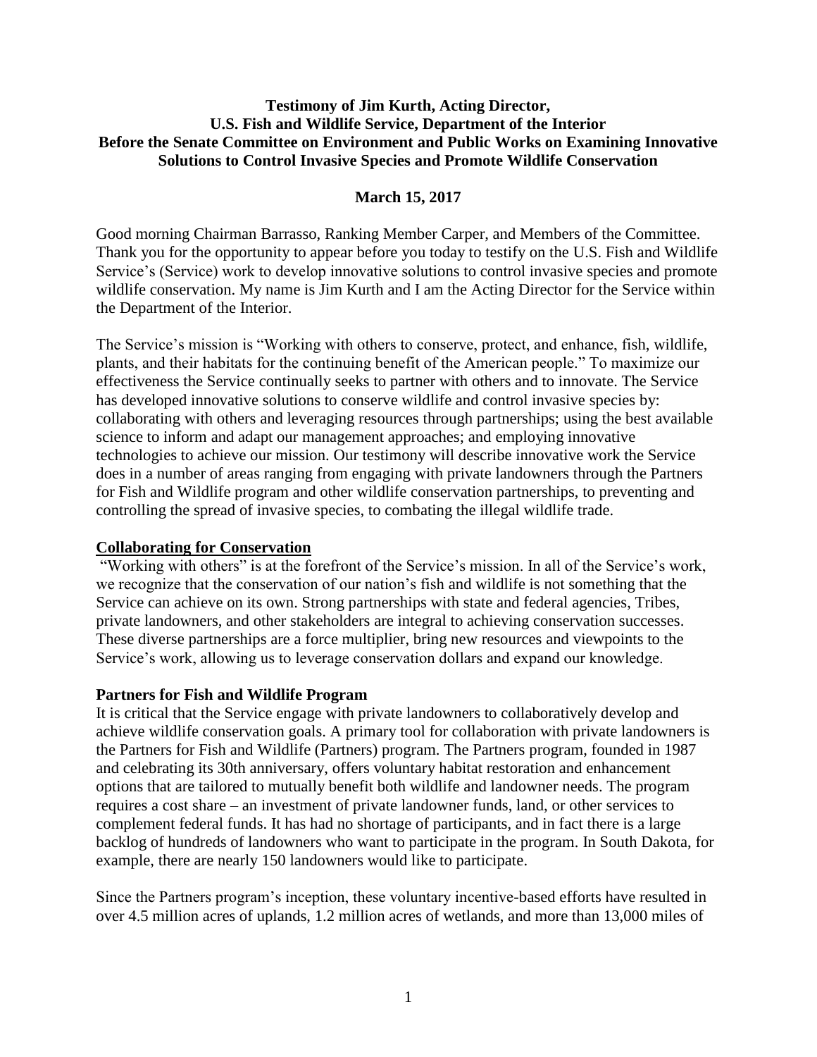**Testimony of Jim Kurth, Acting Director, U.S. Fish and Wildlife Service, Department of the Interior Before the Senate Committee on Environment and Public Works on Examining Innovative Solutions to Control Invasive Species and Promote Wildlife Conservation**

**March 15, 2017**

Good morning Chairman Barrasso, Ranking Member Carper, and Members of the Committee. Thank you for the opportunity to appear before you today to testify on the U.S. Fish and Wildlife Service's (Service) work to develop innovative solutions to control invasive species and promote wildlife conservation. My name is Jim Kurth and I am the Acting Director for the Service within the Department of the Interior.

The Service's mission is "Working with others to conserve, protect, and enhance, fish, wildlife, plants, and their habitats for the continuing benefit of the American people." To maximize our effectiveness the Service continually seeks to partner with others and to innovate. The Service has developed innovative solutions to conserve wildlife and control invasive species by: collaborating with others and leveraging resources through partnerships; using the best available science to inform and adapt our management approaches; and employing innovative technologies to achieve our mission. Our testimony will describe innovative work the Service does in a number of areas ranging from engaging with private landowners through the Partners for Fish and Wildlife program and other wildlife conservation partnerships, to preventing and controlling the spread of invasive species, to combating the illegal wildlife trade.

## Collaborating for Conservation

"Working with others" is at the forefront of the Service's mission. In all of the Service's work, we recognize that the conservation of our nation's fish and wildlife is not something that the Service can achieve on its own. Strong partnerships with state and federal agencies, Tribes, private landowners, and other stakeholders are integral to achieving conservation successes. These diverse partnerships are a force multiplier, bring new resources and viewpoints to the Service's work, allowing us to leverage conservation dollars and expand our knowledge.

### Partners for Fish and Wildlife Program

It is critical that the Service engage with private landowners to collaboratively develop and achieve wildlife conservation goals. A primary tool for collaboration with private landowners is the Partners for Fish and Wildlife (Partners) program. The Partners program, founded in 1987 and celebrating its 30th anniversary, offers voluntary habitat restoration and enhancement options that are tailored to mutually benefit both wildlife and landowner needs. The program requires a cost share – an investment of private landowner funds, land, or other services to complement federal funds. It has had no shortage of participants, and in fact there is a large backlog of hundreds of landowners who want to participate in the program. In South Dakota, for example, there are nearly 150 landowners would like to participate.

Since the Partners program's inception, these voluntary incentive-based efforts have resulted in over 4.5 million acres of uplands, 1.2 million acres of wetlands, and more than 13,000 miles of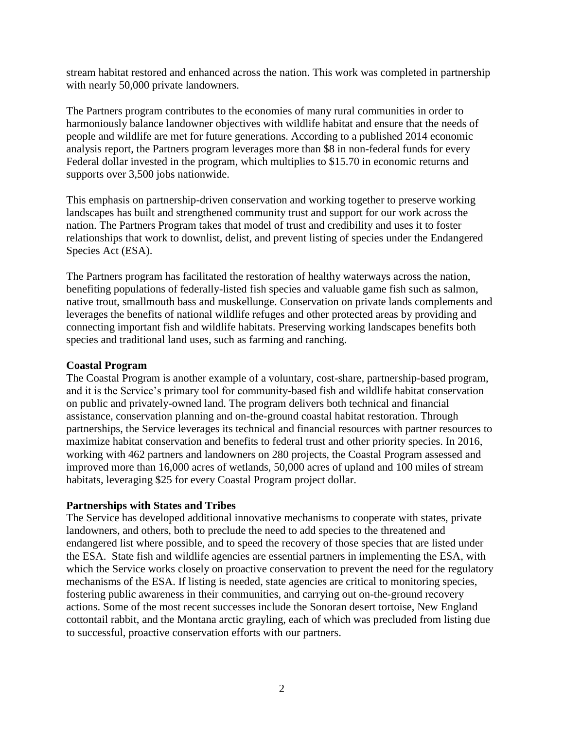stream habitat restored and enhanced across the nation. This work was completed in partnership with nearly 50,000 private landowners.

The Partners program contributes to the economies of many rural communities in order to harmoniously balance landowner objectives with wildlife habitat and ensure that the needs of people and wildlife are met for future generations. According to a published 2014 economic analysis report, the Partners program leverages more than $8 in non-federal funds for every Federal dollar invested in the program, which multiplies to $15.70 in economic returns and supports over 3,500 jobs nationwide.

This emphasis on partnership-driven conservation and working together to preserve working landscapes has built and strengthened community trust and support for our work across the nation. The Partners Program takes that model of trust and credibility and uses it to foster relationships that work to downlist, delist, and prevent listing of species under the Endangered Species Act (ESA).

The Partners program has facilitated the restoration of healthy waterways across the nation, benefiting populations of federally-listed fish species and valuable game fish such as salmon, native trout, smallmouth bass and muskellunge. Conservation on private lands complements and leverages the benefits of national wildlife refuges and other protected areas by providing and connecting important fish and wildlife habitats. Preserving working landscapes benefits both species and traditional land uses, such as farming and ranching.

**Coastal Program**

The Coastal Program is another example of a voluntary, cost-share, partnership-based program, and it is the Service's primary tool for community-based fish and wildlife habitat conservation on public and privately-owned land. The program delivers both technical and financial assistance, conservation planning and on-the-ground coastal habitat restoration. Through partnerships, the Service leverages its technical and financial resources with partner resources to maximize habitat conservation and benefits to federal trust and other priority species. In 2016, working with 462 partners and landowners on 280 projects, the Coastal Program assessed and improved more than 16,000 acres of wetlands, 50,000 acres of upland and 100 miles of stream habitats, leveraging $25 for every Coastal Program project dollar.

**Partnerships with States and Tribes**

The Service has developed additional innovative mechanisms to cooperate with states, private landowners, and others, both to preclude the need to add species to the threatened and endangered list where possible, and to speed the recovery of those species that are listed under the ESA. State fish and wildlife agencies are essential partners in implementing the ESA, with which the Service works closely on proactive conservation to prevent the need for the regulatory mechanisms of the ESA. If listing is needed, state agencies are critical to monitoring species, fostering public awareness in their communities, and carrying out on-the-ground recovery actions. Some of the most recent successes include the Sonoran desert tortoise, New England cottontail rabbit, and the Montana arctic grayling, each of which was precluded from listing due to successful, proactive conservation efforts with our partners.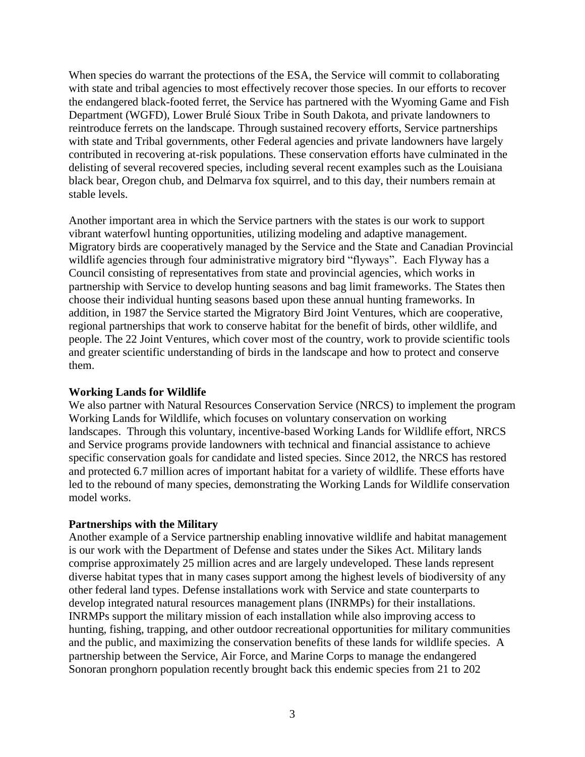When species do warrant the protections of the ESA, the Service will commit to collaborating with state and tribal agencies to most effectively recover those species. In our efforts to recover the endangered black-footed ferret, the Service has partnered with the Wyoming Game and Fish Department (WGFD), Lower Brulé Sioux Tribe in South Dakota, and private landowners to reintroduce ferrets on the landscape. Through sustained recovery efforts, Service partnerships with state and Tribal governments, other Federal agencies and private landowners have largely contributed in recovering at-risk populations. These conservation efforts have culminated in the delisting of several recovered species, including several recent examples such as the Louisiana black bear, Oregon chub, and Delmarva fox squirrel, and to this day, their numbers remain at stable levels.

Another important area in which the Service partners with the states is our work to support vibrant waterfowl hunting opportunities, utilizing modeling and adaptive management. Migratory birds are cooperatively managed by the Service and the State and Canadian Provincial wildlife agencies through four administrative migratory bird "flyways". Each Flyway has a Council consisting of representatives from state and provincial agencies, which works in partnership with Service to develop hunting seasons and bag limit frameworks. The States then choose their individual hunting seasons based upon these annual hunting frameworks. In addition, in 1987 the Service started the Migratory Bird Joint Ventures, which are cooperative, regional partnerships that work to conserve habitat for the benefit of birds, other wildlife, and people. The 22 Joint Ventures, which cover most of the country, work to provide scientific tools and greater scientific understanding of birds in the landscape and how to protect and conserve them.

**Working Lands for Wildlife**

We also partner with Natural Resources Conservation Service (NRCS) to implement the program Working Lands for Wildlife, which focuses on voluntary conservation on working landscapes. Through this voluntary, incentive-based Working Lands for Wildlife effort, NRCS and Service programs provide landowners with technical and financial assistance to achieve specific conservation goals for candidate and listed species. Since 2012, the NRCS has restored and protected 6.7 million acres of important habitat for a variety of wildlife. These efforts have led to the rebound of many species, demonstrating the Working Lands for Wildlife conservation model works.

**Partnerships with the Military**

Another example of a Service partnership enabling innovative wildlife and habitat management is our work with the Department of Defense and states under the Sikes Act. Military lands comprise approximately 25 million acres and are largely undeveloped. These lands represent diverse habitat types that in many cases support among the highest levels of biodiversity of any other federal land types. Defense installations work with Service and state counterparts to develop integrated natural resources management plans (INRMPs) for their installations. INRMPs support the military mission of each installation while also improving access to hunting, fishing, trapping, and other outdoor recreational opportunities for military communities and the public, and maximizing the conservation benefits of these lands for wildlife species. A partnership between the Service, Air Force, and Marine Corps to manage the endangered Sonoran pronghorn population recently brought back this endemic species from 21 to 202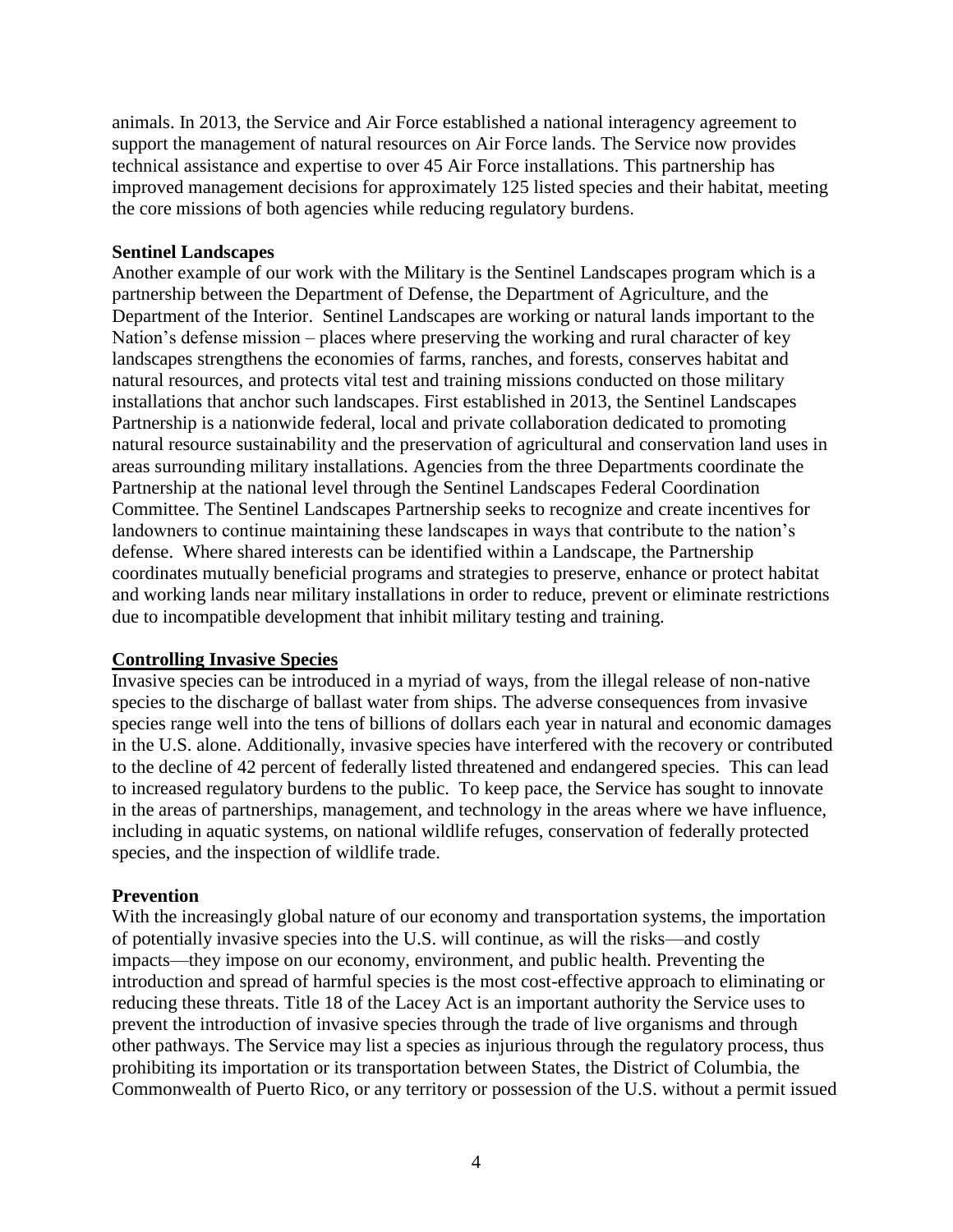animals. In 2013, the Service and Air Force established a national interagency agreement to support the management of natural resources on Air Force lands. The Service now provides technical assistance and expertise to over 45 Air Force installations. This partnership has improved management decisions for approximately 125 listed species and their habitat, meeting the core missions of both agencies while reducing regulatory burdens.

**Sentinel Landscapes**

Another example of our work with the Military is the Sentinel Landscapes program which is a partnership between the Department of Defense, the Department of Agriculture, and the Department of the Interior. Sentinel Landscapes are working or natural lands important to the Nation's defense mission – places where preserving the working and rural character of key landscapes strengthens the economies of farms, ranches, and forests, conserves habitat and natural resources, and protects vital test and training missions conducted on those military installations that anchor such landscapes. First established in 2013, the Sentinel Landscapes Partnership is a nationwide federal, local and private collaboration dedicated to promoting natural resource sustainability and the preservation of agricultural and conservation land uses in areas surrounding military installations. Agencies from the three Departments coordinate the Partnership at the national level through the Sentinel Landscapes Federal Coordination Committee. The Sentinel Landscapes Partnership seeks to recognize and create incentives for landowners to continue maintaining these landscapes in ways that contribute to the nation's defense. Where shared interests can be identified within a Landscape, the Partnership coordinates mutually beneficial programs and strategies to preserve, enhance or protect habitat and working lands near military installations in order to reduce, prevent or eliminate restrictions due to incompatible development that inhibit military testing and training.

## Controlling Invasive Species

Invasive species can be introduced in a myriad of ways, from the illegal release of non-native species to the discharge of ballast water from ships. The adverse consequences from invasive species range well into the tens of billions of dollars each year in natural and economic damages in the U.S. alone. Additionally, invasive species have interfered with the recovery or contributed to the decline of 42 percent of federally listed threatened and endangered species. This can lead to increased regulatory burdens to the public. To keep pace, the Service has sought to innovate in the areas of partnerships, management, and technology in the areas where we have influence, including in aquatic systems, on national wildlife refuges, conservation of federally protected species, and the inspection of wildlife trade.

**Prevention**

With the increasingly global nature of our economy and transportation systems, the importation of potentially invasive species into the U.S. will continue, as will the risks—and costly impacts—they impose on our economy, environment, and public health. Preventing the introduction and spread of harmful species is the most cost-effective approach to eliminating or reducing these threats. Title 18 of the Lacey Act is an important authority the Service uses to prevent the introduction of invasive species through the trade of live organisms and through other pathways. The Service may list a species as injurious through the regulatory process, thus prohibiting its importation or its transportation between States, the District of Columbia, the Commonwealth of Puerto Rico, or any territory or possession of the U.S. without a permit issued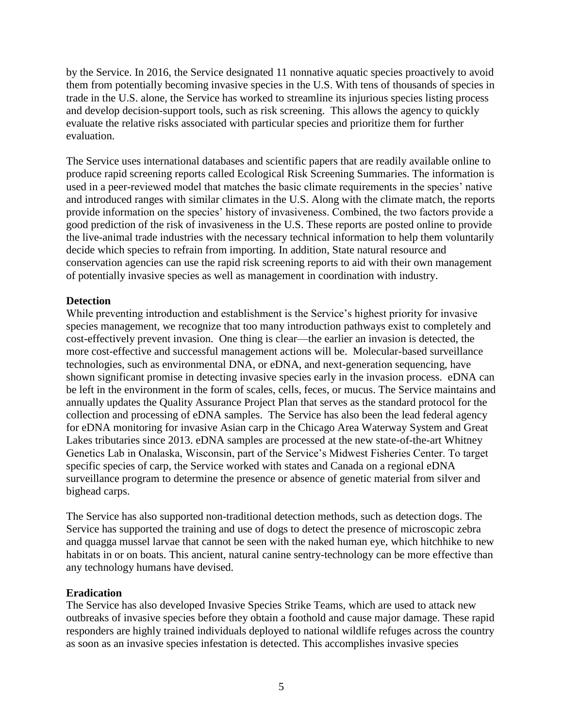by the Service. In 2016, the Service designated 11 nonnative aquatic species proactively to avoid them from potentially becoming invasive species in the U.S. With tens of thousands of species in trade in the U.S. alone, the Service has worked to streamline its injurious species listing process and develop decision-support tools, such as risk screening. This allows the agency to quickly evaluate the relative risks associated with particular species and prioritize them for further evaluation.

The Service uses international databases and scientific papers that are readily available online to produce rapid screening reports called Ecological Risk Screening Summaries. The information is used in a peer-reviewed model that matches the basic climate requirements in the species' native and introduced ranges with similar climates in the U.S. Along with the climate match, the reports provide information on the species' history of invasiveness. Combined, the two factors provide a good prediction of the risk of invasiveness in the U.S. These reports are posted online to provide the live-animal trade industries with the necessary technical information to help them voluntarily decide which species to refrain from importing. In addition, State natural resource and conservation agencies can use the rapid risk screening reports to aid with their own management of potentially invasive species as well as management in coordination with industry.

**Detection**

While preventing introduction and establishment is the Service's highest priority for invasive species management, we recognize that too many introduction pathways exist to completely and cost-effectively prevent invasion. One thing is clear—the earlier an invasion is detected, the more cost-effective and successful management actions will be. Molecular-based surveillance technologies, such as environmental DNA, or eDNA, and next-generation sequencing, have shown significant promise in detecting invasive species early in the invasion process. eDNA can be left in the environment in the form of scales, cells, feces, or mucus. The Service maintains and annually updates the Quality Assurance Project Plan that serves as the standard protocol for the collection and processing of eDNA samples. The Service has also been the lead federal agency for eDNA monitoring for invasive Asian carp in the Chicago Area Waterway System and Great Lakes tributaries since 2013. eDNA samples are processed at the new state-of-the-art Whitney Genetics Lab in Onalaska, Wisconsin, part of the Service's Midwest Fisheries Center. To target specific species of carp, the Service worked with states and Canada on a regional eDNA surveillance program to determine the presence or absence of genetic material from silver and bighead carps.

The Service has also supported non-traditional detection methods, such as detection dogs. The Service has supported the training and use of dogs to detect the presence of microscopic zebra and quagga mussel larvae that cannot be seen with the naked human eye, which hitchhike to new habitats in or on boats. This ancient, natural canine sentry-technology can be more effective than any technology humans have devised.

**Eradication**

The Service has also developed Invasive Species Strike Teams, which are used to attack new outbreaks of invasive species before they obtain a foothold and cause major damage. These rapid responders are highly trained individuals deployed to national wildlife refuges across the country as soon as an invasive species infestation is detected. This accomplishes invasive species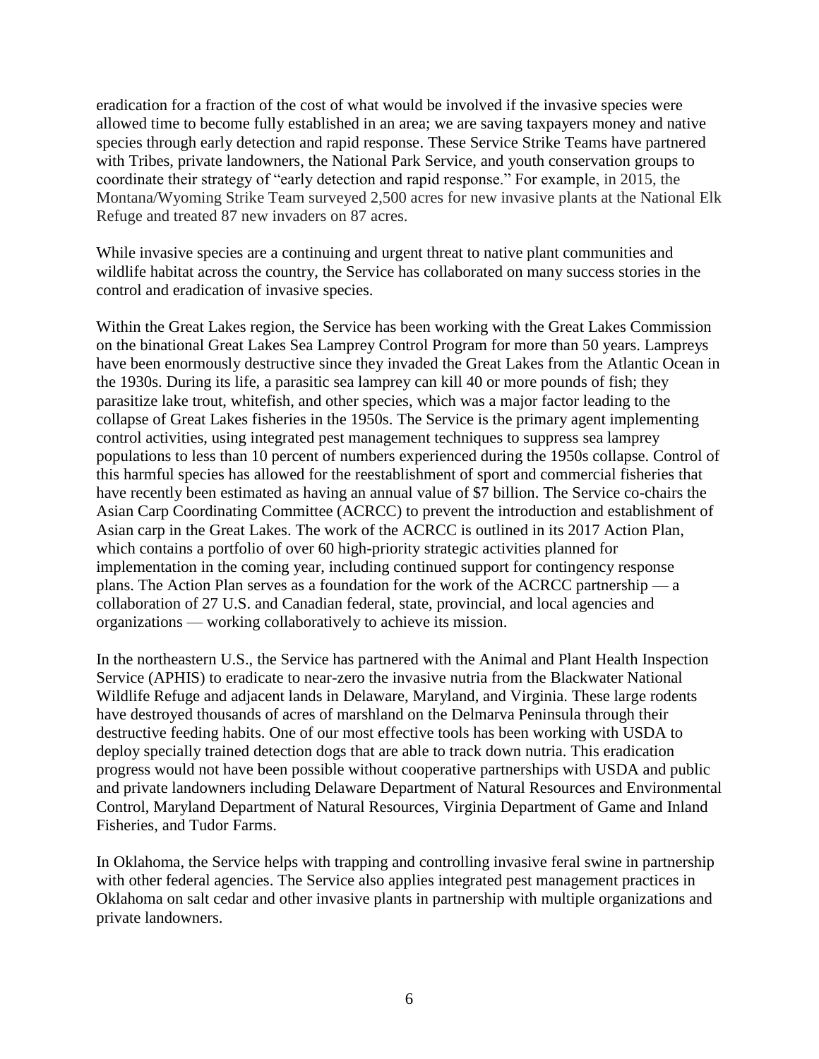eradication for a fraction of the cost of what would be involved if the invasive species were allowed time to become fully established in an area; we are saving taxpayers money and native species through early detection and rapid response. These Service Strike Teams have partnered with Tribes, private landowners, the National Park Service, and youth conservation groups to coordinate their strategy of "early detection and rapid response." For example, in 2015, the Montana/Wyoming Strike Team surveyed 2,500 acres for new invasive plants at the National Elk Refuge and treated 87 new invaders on 87 acres.

While invasive species are a continuing and urgent threat to native plant communities and wildlife habitat across the country, the Service has collaborated on many success stories in the control and eradication of invasive species.

Within the Great Lakes region, the Service has been working with the Great Lakes Commission on the binational Great Lakes Sea Lamprey Control Program for more than 50 years. Lampreys have been enormously destructive since they invaded the Great Lakes from the Atlantic Ocean in the 1930s. During its life, a parasitic sea lamprey can kill 40 or more pounds of fish; they parasitize lake trout, whitefish, and other species, which was a major factor leading to the collapse of Great Lakes fisheries in the 1950s. The Service is the primary agent implementing control activities, using integrated pest management techniques to suppress sea lamprey populations to less than 10 percent of numbers experienced during the 1950s collapse. Control of this harmful species has allowed for the reestablishment of sport and commercial fisheries that have recently been estimated as having an annual value of $7 billion. The Service co-chairs the Asian Carp Coordinating Committee (ACRCC) to prevent the introduction and establishment of Asian carp in the Great Lakes. The work of the ACRCC is outlined in its 2017 Action Plan, which contains a portfolio of over 60 high-priority strategic activities planned for implementation in the coming year, including continued support for contingency response plans. The Action Plan serves as a foundation for the work of the ACRCC partnership — a collaboration of 27 U.S. and Canadian federal, state, provincial, and local agencies and organizations — working collaboratively to achieve its mission.

In the northeastern U.S., the Service has partnered with the Animal and Plant Health Inspection Service (APHIS) to eradicate to near-zero the invasive nutria from the Blackwater National Wildlife Refuge and adjacent lands in Delaware, Maryland, and Virginia. These large rodents have destroyed thousands of acres of marshland on the Delmarva Peninsula through their destructive feeding habits. One of our most effective tools has been working with USDA to deploy specially trained detection dogs that are able to track down nutria. This eradication progress would not have been possible without cooperative partnerships with USDA and public and private landowners including Delaware Department of Natural Resources and Environmental Control, Maryland Department of Natural Resources, Virginia Department of Game and Inland Fisheries, and Tudor Farms.

In Oklahoma, the Service helps with trapping and controlling invasive feral swine in partnership with other federal agencies. The Service also applies integrated pest management practices in Oklahoma on salt cedar and other invasive plants in partnership with multiple organizations and private landowners.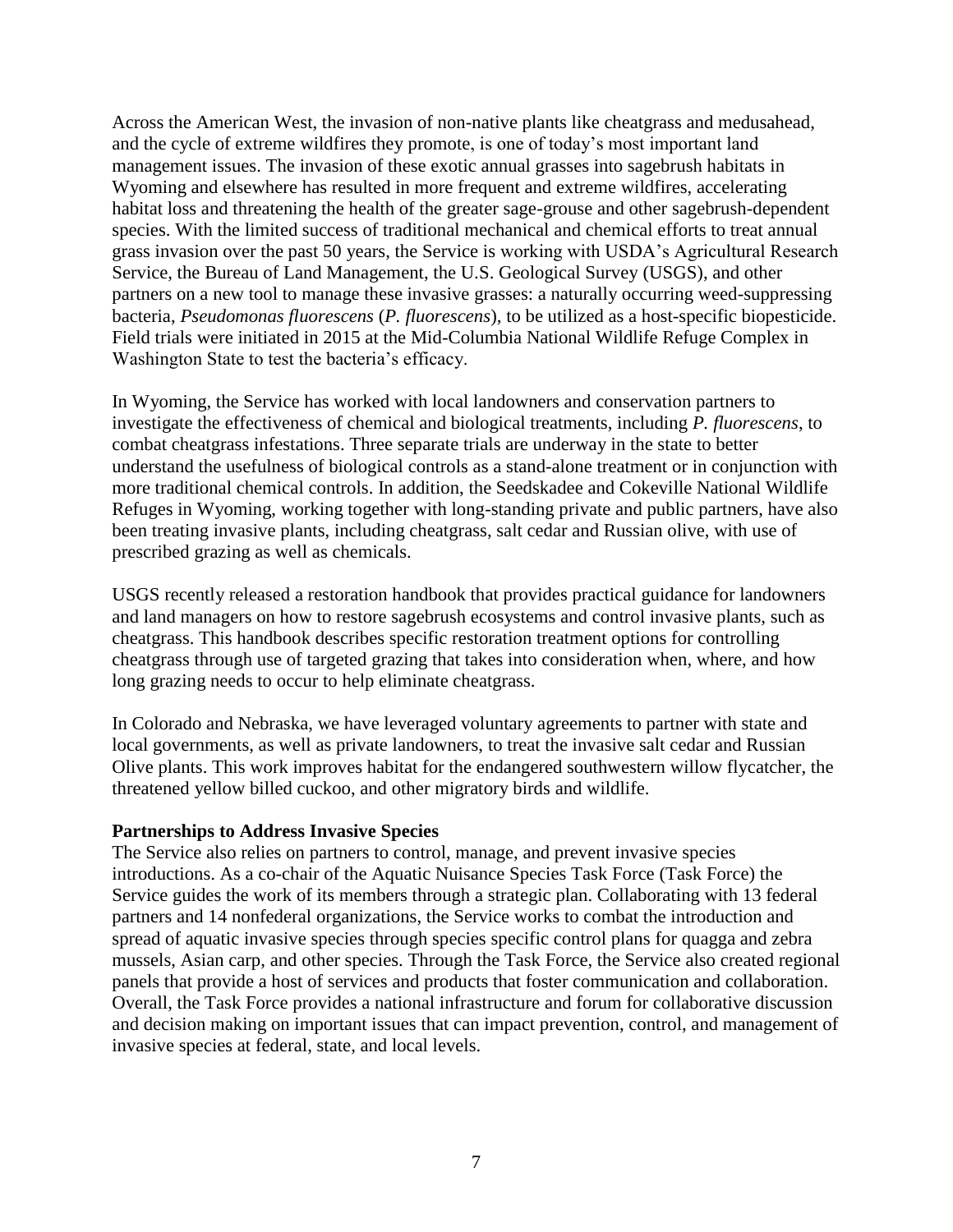Across the American West, the invasion of non-native plants like cheatgrass and medusahead, and the cycle of extreme wildfires they promote, is one of today's most important land management issues. The invasion of these exotic annual grasses into sagebrush habitats in Wyoming and elsewhere has resulted in more frequent and extreme wildfires, accelerating habitat loss and threatening the health of the greater sage-grouse and other sagebrush-dependent species. With the limited success of traditional mechanical and chemical efforts to treat annual grass invasion over the past 50 years, the Service is working with USDA's Agricultural Research Service, the Bureau of Land Management, the U.S. Geological Survey (USGS), and other partners on a new tool to manage these invasive grasses: a naturally occurring weed-suppressing bacteria, *Pseudomonas fluorescens* (*P. fluorescens*), to be utilized as a host-specific biopesticide. Field trials were initiated in 2015 at the Mid-Columbia National Wildlife Refuge Complex in Washington State to test the bacteria's efficacy.

In Wyoming, the Service has worked with local landowners and conservation partners to investigate the effectiveness of chemical and biological treatments, including *P. fluorescens*, to combat cheatgrass infestations. Three separate trials are underway in the state to better understand the usefulness of biological controls as a stand-alone treatment or in conjunction with more traditional chemical controls. In addition, the Seedskadee and Cokeville National Wildlife Refuges in Wyoming, working together with long-standing private and public partners, have also been treating invasive plants, including cheatgrass, salt cedar and Russian olive, with use of prescribed grazing as well as chemicals.

USGS recently released a restoration handbook that provides practical guidance for landowners and land managers on how to restore sagebrush ecosystems and control invasive plants, such as cheatgrass. This handbook describes specific restoration treatment options for controlling cheatgrass through use of targeted grazing that takes into consideration when, where, and how long grazing needs to occur to help eliminate cheatgrass.

In Colorado and Nebraska, we have leveraged voluntary agreements to partner with state and local governments, as well as private landowners, to treat the invasive salt cedar and Russian Olive plants. This work improves habitat for the endangered southwestern willow flycatcher, the threatened yellow billed cuckoo, and other migratory birds and wildlife.

**Partnerships to Address Invasive Species**

The Service also relies on partners to control, manage, and prevent invasive species introductions. As a co-chair of the Aquatic Nuisance Species Task Force (Task Force) the Service guides the work of its members through a strategic plan. Collaborating with 13 federal partners and 14 nonfederal organizations, the Service works to combat the introduction and spread of aquatic invasive species through species specific control plans for quagga and zebra mussels, Asian carp, and other species. Through the Task Force, the Service also created regional panels that provide a host of services and products that foster communication and collaboration. Overall, the Task Force provides a national infrastructure and forum for collaborative discussion and decision making on important issues that can impact prevention, control, and management of invasive species at federal, state, and local levels.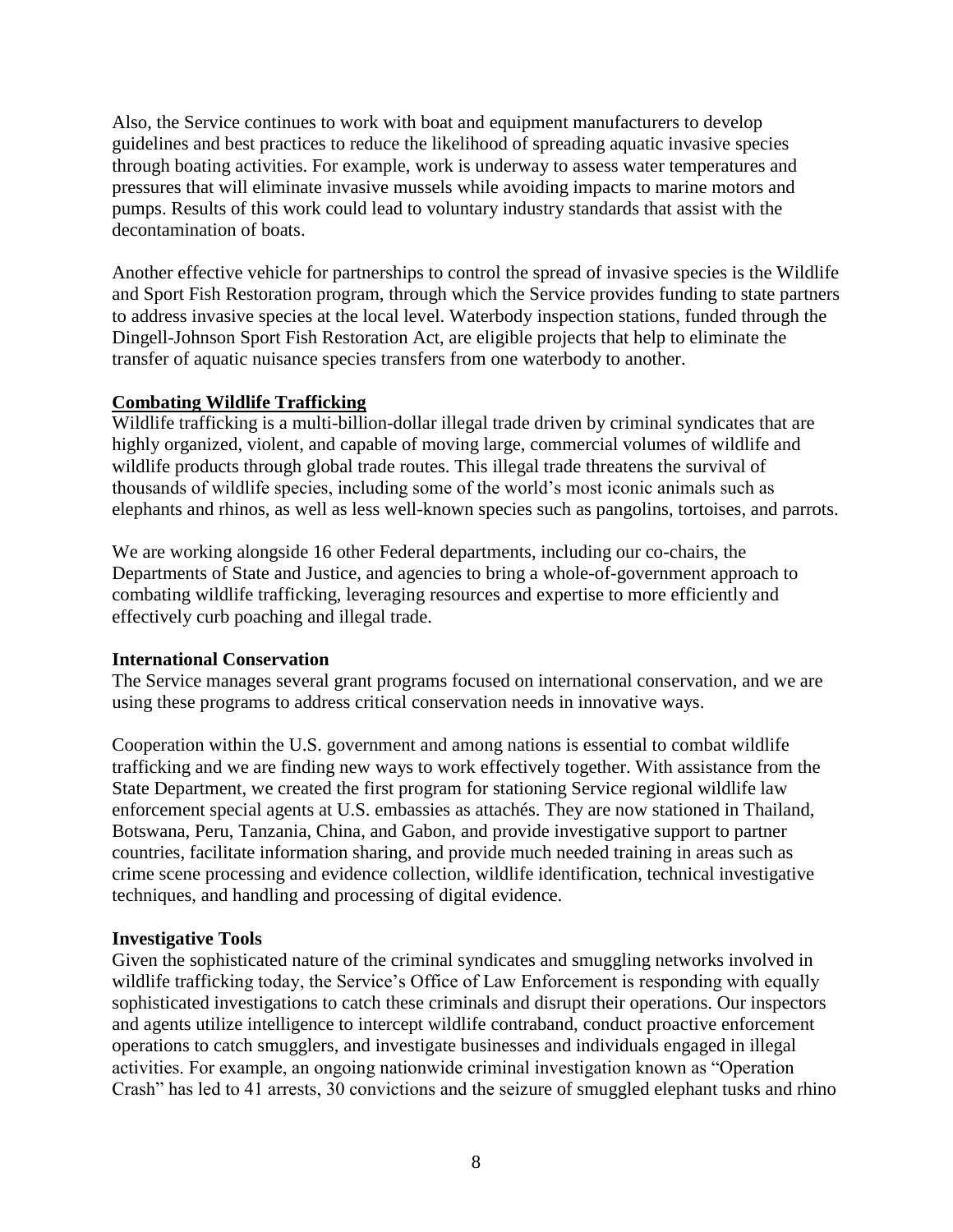Also, the Service continues to work with boat and equipment manufacturers to develop guidelines and best practices to reduce the likelihood of spreading aquatic invasive species through boating activities. For example, work is underway to assess water temperatures and pressures that will eliminate invasive mussels while avoiding impacts to marine motors and pumps. Results of this work could lead to voluntary industry standards that assist with the decontamination of boats.

Another effective vehicle for partnerships to control the spread of invasive species is the Wildlife and Sport Fish Restoration program, through which the Service provides funding to state partners to address invasive species at the local level. Waterbody inspection stations, funded through the Dingell-Johnson Sport Fish Restoration Act, are eligible projects that help to eliminate the transfer of aquatic nuisance species transfers from one waterbody to another.

**Combating Wildlife Trafficking**

Wildlife trafficking is a multi-billion-dollar illegal trade driven by criminal syndicates that are highly organized, violent, and capable of moving large, commercial volumes of wildlife and wildlife products through global trade routes. This illegal trade threatens the survival of thousands of wildlife species, including some of the world's most iconic animals such as elephants and rhinos, as well as less well-known species such as pangolins, tortoises, and parrots.

We are working alongside 16 other Federal departments, including our co-chairs, the Departments of State and Justice, and agencies to bring a whole-of-government approach to combating wildlife trafficking, leveraging resources and expertise to more efficiently and effectively curb poaching and illegal trade.

**International Conservation**

The Service manages several grant programs focused on international conservation, and we are using these programs to address critical conservation needs in innovative ways.

Cooperation within the U.S. government and among nations is essential to combat wildlife trafficking and we are finding new ways to work effectively together. With assistance from the State Department, we created the first program for stationing Service regional wildlife law enforcement special agents at U.S. embassies as attachés. They are now stationed in Thailand, Botswana, Peru, Tanzania, China, and Gabon, and provide investigative support to partner countries, facilitate information sharing, and provide much needed training in areas such as crime scene processing and evidence collection, wildlife identification, technical investigative techniques, and handling and processing of digital evidence.

**Investigative Tools**

Given the sophisticated nature of the criminal syndicates and smuggling networks involved in wildlife trafficking today, the Service's Office of Law Enforcement is responding with equally sophisticated investigations to catch these criminals and disrupt their operations. Our inspectors and agents utilize intelligence to intercept wildlife contraband, conduct proactive enforcement operations to catch smugglers, and investigate businesses and individuals engaged in illegal activities. For example, an ongoing nationwide criminal investigation known as "Operation Crash" has led to 41 arrests, 30 convictions and the seizure of smuggled elephant tusks and rhino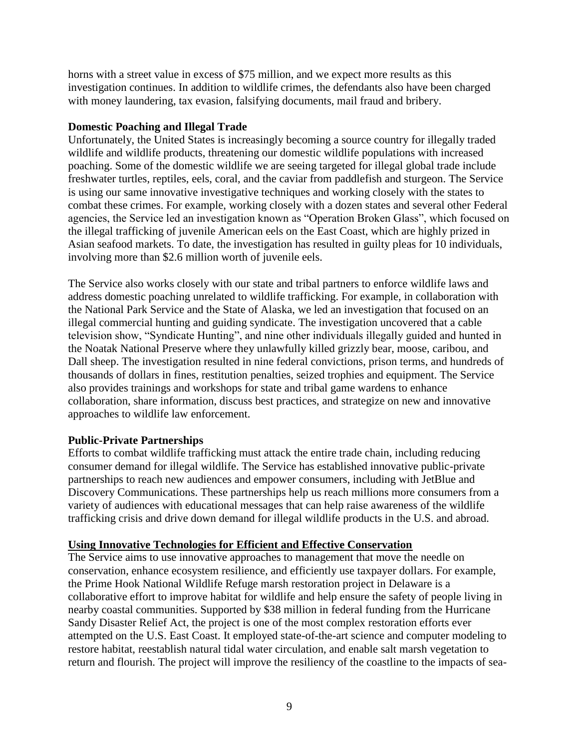horns with a street value in excess of $75 million, and we expect more results as this investigation continues. In addition to wildlife crimes, the defendants also have been charged with money laundering, tax evasion, falsifying documents, mail fraud and bribery.

**Domestic Poaching and Illegal Trade**

Unfortunately, the United States is increasingly becoming a source country for illegally traded wildlife and wildlife products, threatening our domestic wildlife populations with increased poaching. Some of the domestic wildlife we are seeing targeted for illegal global trade include freshwater turtles, reptiles, eels, coral, and the caviar from paddlefish and sturgeon. The Service is using our same innovative investigative techniques and working closely with the states to combat these crimes. For example, working closely with a dozen states and several other Federal agencies, the Service led an investigation known as "Operation Broken Glass", which focused on the illegal trafficking of juvenile American eels on the East Coast, which are highly prized in Asian seafood markets. To date, the investigation has resulted in guilty pleas for 10 individuals, involving more than $2.6 million worth of juvenile eels.

The Service also works closely with our state and tribal partners to enforce wildlife laws and address domestic poaching unrelated to wildlife trafficking. For example, in collaboration with the National Park Service and the State of Alaska, we led an investigation that focused on an illegal commercial hunting and guiding syndicate. The investigation uncovered that a cable television show, "Syndicate Hunting", and nine other individuals illegally guided and hunted in the Noatak National Preserve where they unlawfully killed grizzly bear, moose, caribou, and Dall sheep. The investigation resulted in nine federal convictions, prison terms, and hundreds of thousands of dollars in fines, restitution penalties, seized trophies and equipment. The Service also provides trainings and workshops for state and tribal game wardens to enhance collaboration, share information, discuss best practices, and strategize on new and innovative approaches to wildlife law enforcement.

**Public-Private Partnerships**

Efforts to combat wildlife trafficking must attack the entire trade chain, including reducing consumer demand for illegal wildlife. The Service has established innovative public-private partnerships to reach new audiences and empower consumers, including with JetBlue and Discovery Communications. These partnerships help us reach millions more consumers from a variety of audiences with educational messages that can help raise awareness of the wildlife trafficking crisis and drive down demand for illegal wildlife products in the U.S. and abroad.

**Using Innovative Technologies for Efficient and Effective Conservation**

The Service aims to use innovative approaches to management that move the needle on conservation, enhance ecosystem resilience, and efficiently use taxpayer dollars. For example, the Prime Hook National Wildlife Refuge marsh restoration project in Delaware is a collaborative effort to improve habitat for wildlife and help ensure the safety of people living in nearby coastal communities. Supported by $38 million in federal funding from the Hurricane Sandy Disaster Relief Act, the project is one of the most complex restoration efforts ever attempted on the U.S. East Coast. It employed state-of-the-art science and computer modeling to restore habitat, reestablish natural tidal water circulation, and enable salt marsh vegetation to return and flourish. The project will improve the resiliency of the coastline to the impacts of sea-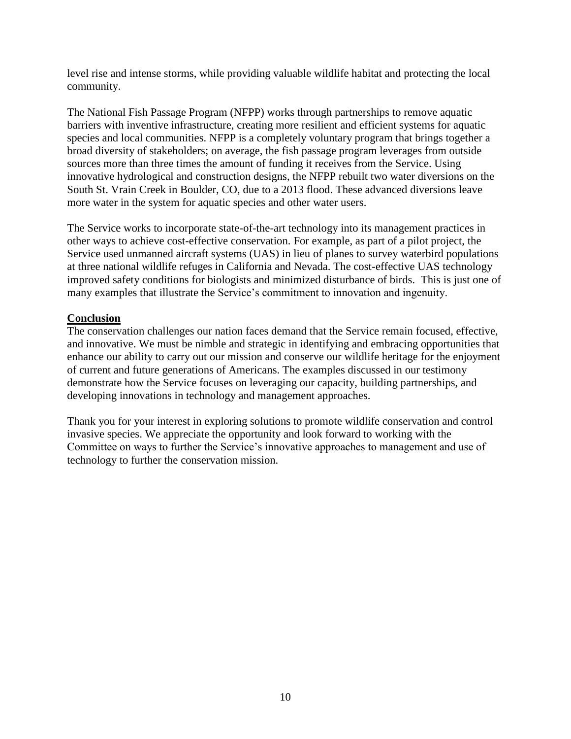level rise and intense storms, while providing valuable wildlife habitat and protecting the local community.

The National Fish Passage Program (NFPP) works through partnerships to remove aquatic barriers with inventive infrastructure, creating more resilient and efficient systems for aquatic species and local communities. NFPP is a completely voluntary program that brings together a broad diversity of stakeholders; on average, the fish passage program leverages from outside sources more than three times the amount of funding it receives from the Service. Using innovative hydrological and construction designs, the NFPP rebuilt two water diversions on the South St. Vrain Creek in Boulder, CO, due to a 2013 flood. These advanced diversions leave more water in the system for aquatic species and other water users.

The Service works to incorporate state-of-the-art technology into its management practices in other ways to achieve cost-effective conservation. For example, as part of a pilot project, the Service used unmanned aircraft systems (UAS) in lieu of planes to survey waterbird populations at three national wildlife refuges in California and Nevada. The cost-effective UAS technology improved safety conditions for biologists and minimized disturbance of birds. This is just one of many examples that illustrate the Service's commitment to innovation and ingenuity.

## Conclusion

The conservation challenges our nation faces demand that the Service remain focused, effective, and innovative. We must be nimble and strategic in identifying and embracing opportunities that enhance our ability to carry out our mission and conserve our wildlife heritage for the enjoyment of current and future generations of Americans. The examples discussed in our testimony demonstrate how the Service focuses on leveraging our capacity, building partnerships, and developing innovations in technology and management approaches.

Thank you for your interest in exploring solutions to promote wildlife conservation and control invasive species. We appreciate the opportunity and look forward to working with the Committee on ways to further the Service's innovative approaches to management and use of technology to further the conservation mission.